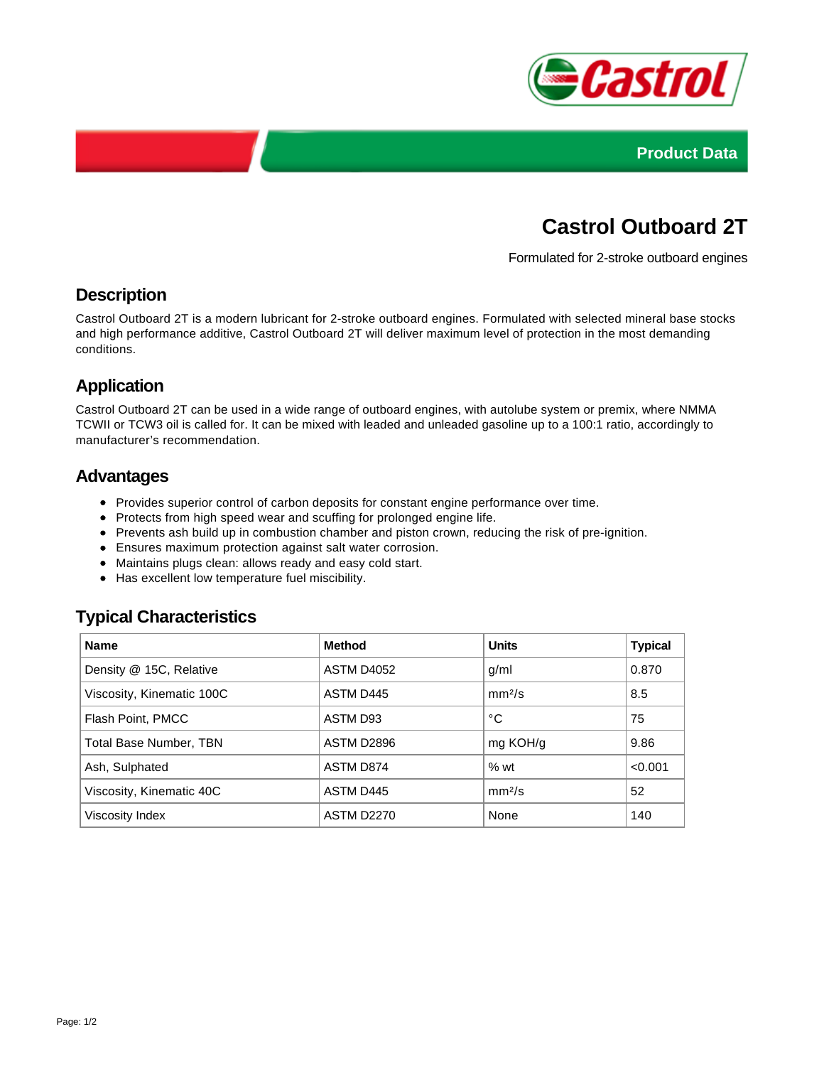Product Data

# Castrol Outboard 2T

Formulated for 2-stroke outboard engines

## Description

Castrol Outboard 2T is a modern lubricant for 2-stroke outboard engines. Formulated with selected mineral base stocks and high performance additive, Castrol Outboard 2T will deliver maximum level of protection in the most demanding conditions.

## Application

Castrol Outboard 2T can be used in a wide range of outboard engines, with autolube system or premix, where NMMA TCWII or TCW3 oil is called for. It can be mixed with leaded and unleaded gasoline up to a 100:1 ratio, accordingly to manufacturer's recommendation.

## Advantages

- Provides superior control of carbon deposits for constant engine performance over time.
- Protects from high speed wear and scuffing for prolonged engine life.
- Prevents ash build up in combustion chamber and piston crown, reducing the risk of pre-ignition.
- Ensures maximum protection against salt water corrosion.
- Maintains plugs clean: allows ready and easy cold start.
- Has excellent low temperature fuel miscibility.

## Typical Characteristics

| Name | Method | Units | Typical |
|---|---|---|---|
| Density @ 15C, Relative | ASTM D4052 | g/ml | 0.870 |
| Viscosity, Kinematic 100C | ASTM D445 | $mm^2/s$ | 8.5 |
| Flash Point, PMCC | ASTM D93 | °C | 75 |
| Total Base Number, TBN | ASTM D2896 | mg KOH/g | 9.86 |
| Ash, Sulphated | ASTM D874 | % wt | <0.001 |
| Viscosity, Kinematic 40C | ASTM D445 | $mm^2/s$ | 52 |
| Viscosity Index | ASTM D2270 | None | 140 |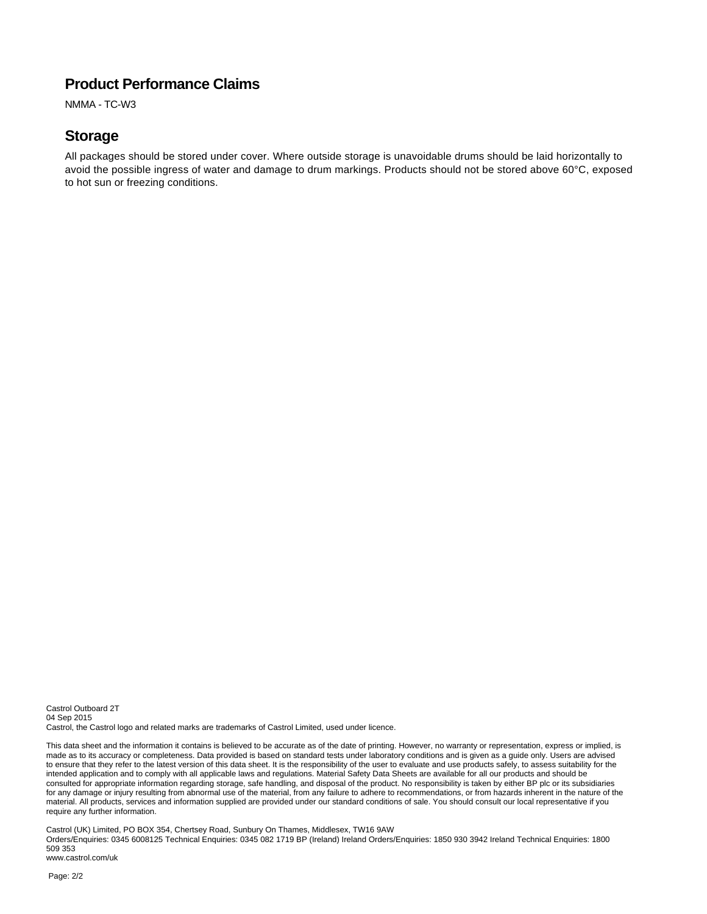## Product Performance Claims

NMMA - TC-W3

## Storage

All packages should be stored under cover. Where outside storage is unavoidable drums should be laid horizontally to avoid the possible ingress of water and damage to drum markings. Products should not be stored above 60°C, exposed to hot sun or freezing conditions.

Castrol Outboard 2T
04 Sep 2015
Castrol, the Castrol logo and related marks are trademarks of Castrol Limited, used under licence.

This data sheet and the information it contains is believed to be accurate as of the date of printing. However, no warranty or representation, express or implied, is made as to its accuracy or completeness. Data provided is based on standard tests under laboratory conditions and is given as a guide only. Users are advised to ensure that they refer to the latest version of this data sheet. It is the responsibility of the user to evaluate and use products safely, to assess suitability for the intended application and to comply with all applicable laws and regulations. Material Safety Data Sheets are available for all our products and should be consulted for appropriate information regarding storage, safe handling, and disposal of the product. No responsibility is taken by either BP plc or its subsidiaries for any damage or injury resulting from abnormal use of the material, from any failure to adhere to recommendations, or from hazards inherent in the nature of the material. All products, services and information supplied are provided under our standard conditions of sale. You should consult our local representative if you require any further information.

Castrol (UK) Limited, PO BOX 354, Chertsey Road, Sunbury On Thames, Middlesex, TW16 9AW
Orders/Enquiries: 0345 6008125 Technical Enquiries: 0345 082 1719 BP (Ireland) Ireland Orders/Enquiries: 1850 930 3942 Ireland Technical Enquiries: 1800 509 353
www.castrol.com/uk